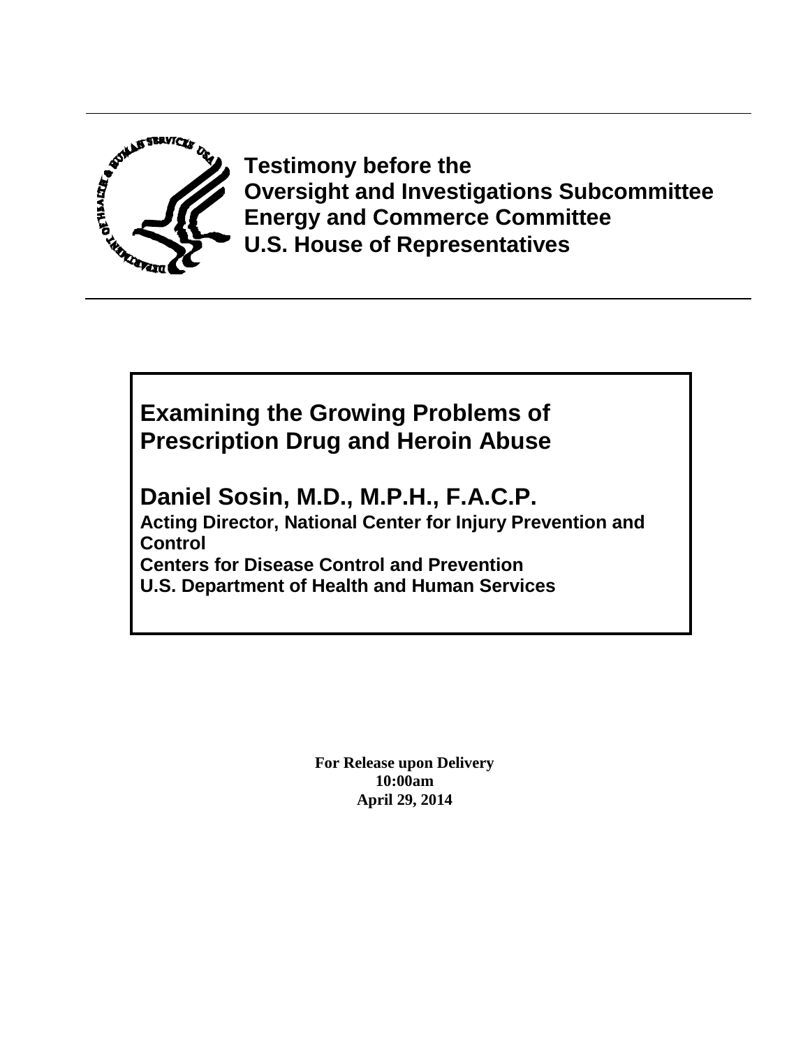**Testimony before the**
**Oversight and Investigations Subcommittee**
**Energy and Commerce Committee**
**U.S. House of Representatives**

# Examining the Growing Problems of Prescription Drug and Heroin Abuse

## Daniel Sosin, M.D., M.P.H., F.A.C.P.

**Acting Director, National Center for Injury Prevention and Control**
**Centers for Disease Control and Prevention**
**U.S. Department of Health and Human Services**

**For Release upon Delivery**
**10:00am**
**April 29, 2014**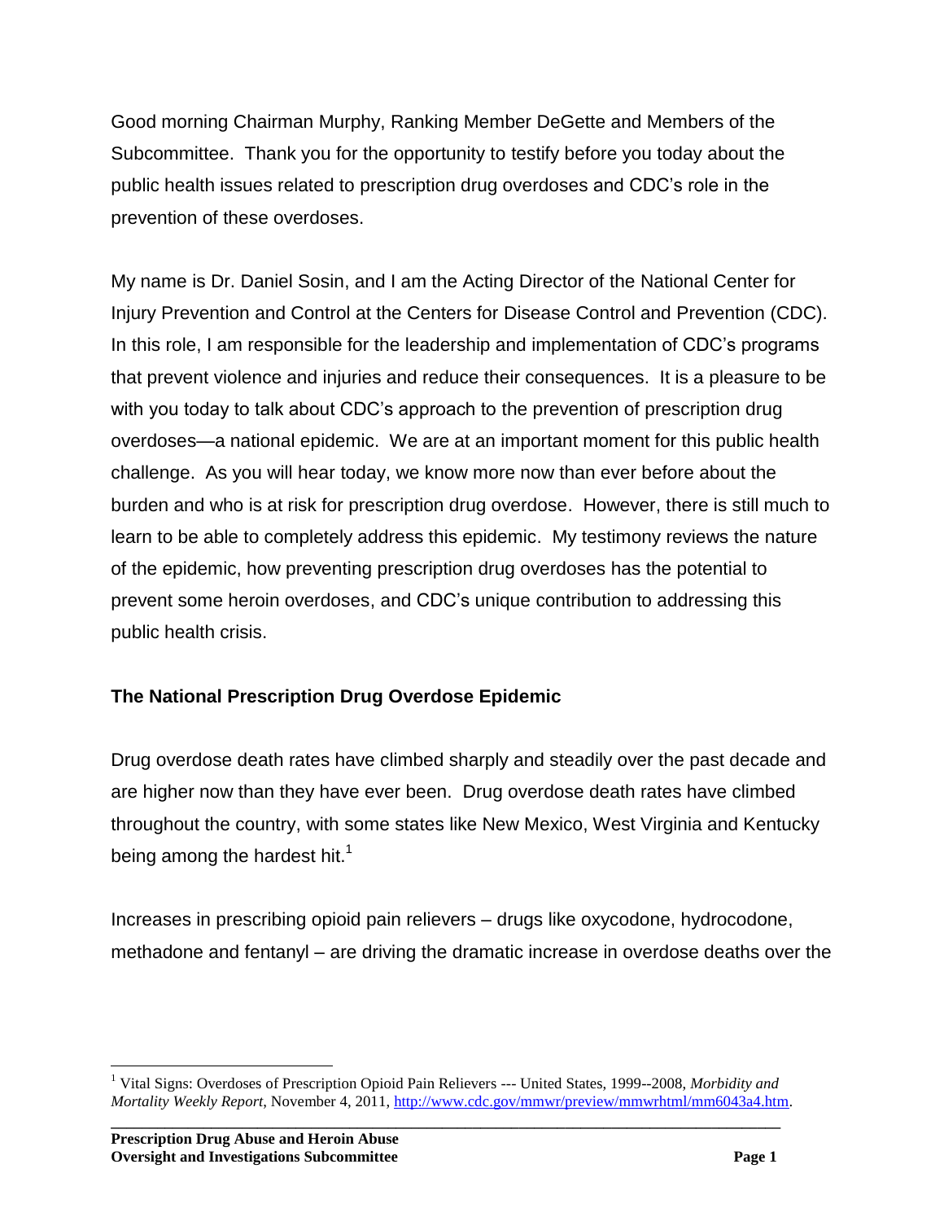Good morning Chairman Murphy, Ranking Member DeGette and Members of the Subcommittee. Thank you for the opportunity to testify before you today about the public health issues related to prescription drug overdoses and CDC's role in the prevention of these overdoses.

My name is Dr. Daniel Sosin, and I am the Acting Director of the National Center for Injury Prevention and Control at the Centers for Disease Control and Prevention (CDC). In this role, I am responsible for the leadership and implementation of CDC's programs that prevent violence and injuries and reduce their consequences. It is a pleasure to be with you today to talk about CDC's approach to the prevention of prescription drug overdoses—a national epidemic. We are at an important moment for this public health challenge. As you will hear today, we know more now than ever before about the burden and who is at risk for prescription drug overdose. However, there is still much to learn to be able to completely address this epidemic. My testimony reviews the nature of the epidemic, how preventing prescription drug overdoses has the potential to prevent some heroin overdoses, and CDC's unique contribution to addressing this public health crisis.

**The National Prescription Drug Overdose Epidemic**

Drug overdose death rates have climbed sharply and steadily over the past decade and are higher now than they have ever been. Drug overdose death rates have climbed throughout the country, with some states like New Mexico, West Virginia and Kentucky being among the hardest hit.[1]

Increases in prescribing opioid pain relievers – drugs like oxycodone, hydrocodone, methadone and fentanyl – are driving the dramatic increase in overdose deaths over the

---

[1] Vital Signs: Overdoses of Prescription Opioid Pain Relievers --- United States, 1999--2008, *Morbidity and Mortality Weekly Report*, November 4, 2011, http://www.cdc.gov/mmwr/preview/mmwrhtml/mm6043a4.htm.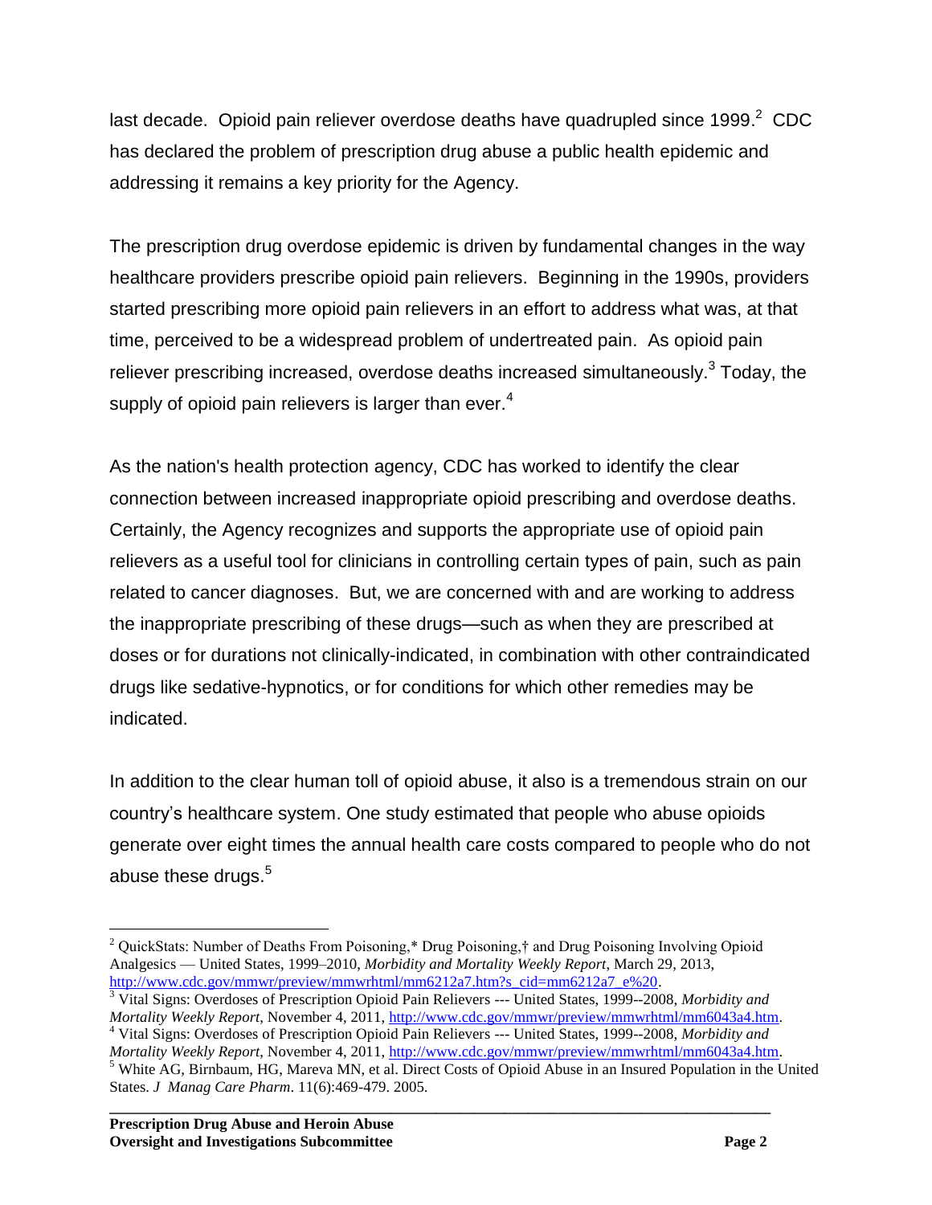last decade. Opioid pain reliever overdose deaths have quadrupled since 1999.[2] CDC has declared the problem of prescription drug abuse a public health epidemic and addressing it remains a key priority for the Agency.

The prescription drug overdose epidemic is driven by fundamental changes in the way healthcare providers prescribe opioid pain relievers. Beginning in the 1990s, providers started prescribing more opioid pain relievers in an effort to address what was, at that time, perceived to be a widespread problem of undertreated pain. As opioid pain reliever prescribing increased, overdose deaths increased simultaneously.[3] Today, the supply of opioid pain relievers is larger than ever.[4]

As the nation's health protection agency, CDC has worked to identify the clear connection between increased inappropriate opioid prescribing and overdose deaths. Certainly, the Agency recognizes and supports the appropriate use of opioid pain relievers as a useful tool for clinicians in controlling certain types of pain, such as pain related to cancer diagnoses. But, we are concerned with and are working to address the inappropriate prescribing of these drugs—such as when they are prescribed at doses or for durations not clinically-indicated, in combination with other contraindicated drugs like sedative-hypnotics, or for conditions for which other remedies may be indicated.

In addition to the clear human toll of opioid abuse, it also is a tremendous strain on our country's healthcare system. One study estimated that people who abuse opioids generate over eight times the annual health care costs compared to people who do not abuse these drugs.[5]

---

[2] QuickStats: Number of Deaths From Poisoning,* Drug Poisoning,† and Drug Poisoning Involving Opioid Analgesics — United States, 1999–2010, *Morbidity and Mortality Weekly Report*, March 29, 2013, http://www.cdc.gov/mmwr/preview/mmwrhtml/mm6212a7.htm?s_cid=mm6212a7_e%20.

[3] Vital Signs: Overdoses of Prescription Opioid Pain Relievers --- United States, 1999--2008, *Morbidity and Mortality Weekly Report*, November 4, 2011, http://www.cdc.gov/mmwr/preview/mmwrhtml/mm6043a4.htm.

[4] Vital Signs: Overdoses of Prescription Opioid Pain Relievers --- United States, 1999--2008, *Morbidity and Mortality Weekly Report*, November 4, 2011, http://www.cdc.gov/mmwr/preview/mmwrhtml/mm6043a4.htm.

[5] White AG, Birnbaum, HG, Mareva MN, et al. Direct Costs of Opioid Abuse in an Insured Population in the United States. *J Manag Care Pharm*. 11(6):469-479. 2005.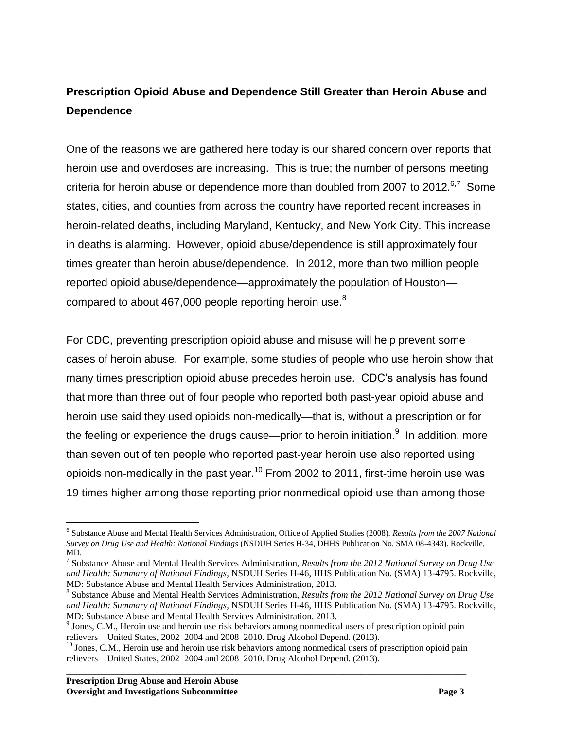## Prescription Opioid Abuse and Dependence Still Greater than Heroin Abuse and Dependence

One of the reasons we are gathered here today is our shared concern over reports that heroin use and overdoses are increasing. This is true; the number of persons meeting criteria for heroin abuse or dependence more than doubled from 2007 to 2012.[6,7] Some states, cities, and counties from across the country have reported recent increases in heroin-related deaths, including Maryland, Kentucky, and New York City. This increase in deaths is alarming. However, opioid abuse/dependence is still approximately four times greater than heroin abuse/dependence. In 2012, more than two million people reported opioid abuse/dependence—approximately the population of Houston—compared to about 467,000 people reporting heroin use.[8]

For CDC, preventing prescription opioid abuse and misuse will help prevent some cases of heroin abuse. For example, some studies of people who use heroin show that many times prescription opioid abuse precedes heroin use. CDC's analysis has found that more than three out of four people who reported both past-year opioid abuse and heroin use said they used opioids non-medically—that is, without a prescription or for the feeling or experience the drugs cause—prior to heroin initiation.[9] In addition, more than seven out of ten people who reported past-year heroin use also reported using opioids non-medically in the past year.[10] From 2002 to 2011, first-time heroin use was 19 times higher among those reporting prior nonmedical opioid use than among those

---

[6] Substance Abuse and Mental Health Services Administration, Office of Applied Studies (2008). *Results from the 2007 National Survey on Drug Use and Health: National Findings* (NSDUH Series H-34, DHHS Publication No. SMA 08-4343). Rockville, MD.

[7] Substance Abuse and Mental Health Services Administration, *Results from the 2012 National Survey on Drug Use and Health: Summary of National Findings*, NSDUH Series H-46, HHS Publication No. (SMA) 13-4795. Rockville, MD: Substance Abuse and Mental Health Services Administration, 2013.

[8] Substance Abuse and Mental Health Services Administration, *Results from the 2012 National Survey on Drug Use and Health: Summary of National Findings*, NSDUH Series H-46, HHS Publication No. (SMA) 13-4795. Rockville, MD: Substance Abuse and Mental Health Services Administration, 2013.

[9] Jones, C.M., Heroin use and heroin use risk behaviors among nonmedical users of prescription opioid pain relievers – United States, 2002–2004 and 2008–2010. Drug Alcohol Depend. (2013).

[10] Jones, C.M., Heroin use and heroin use risk behaviors among nonmedical users of prescription opioid pain relievers – United States, 2002–2004 and 2008–2010. Drug Alcohol Depend. (2013).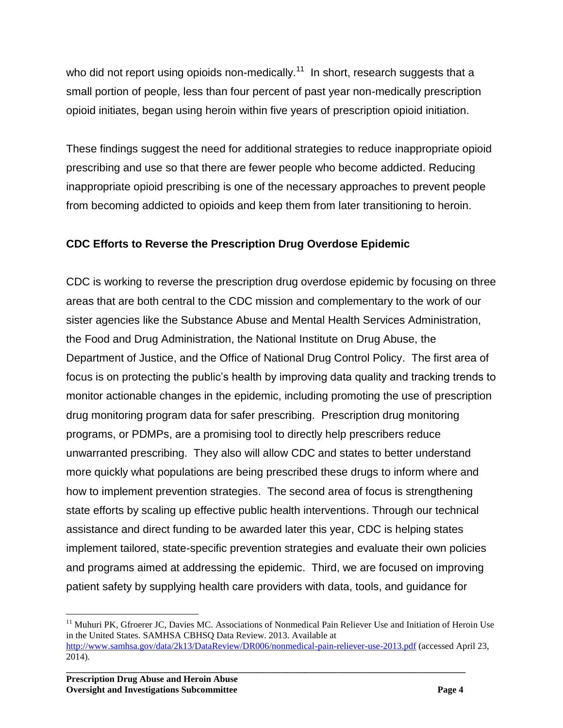who did not report using opioids non-medically.[11] In short, research suggests that a small portion of people, less than four percent of past year non-medically prescription opioid initiates, began using heroin within five years of prescription opioid initiation.

These findings suggest the need for additional strategies to reduce inappropriate opioid prescribing and use so that there are fewer people who become addicted. Reducing inappropriate opioid prescribing is one of the necessary approaches to prevent people from becoming addicted to opioids and keep them from later transitioning to heroin.

**CDC Efforts to Reverse the Prescription Drug Overdose Epidemic**

CDC is working to reverse the prescription drug overdose epidemic by focusing on three areas that are both central to the CDC mission and complementary to the work of our sister agencies like the Substance Abuse and Mental Health Services Administration, the Food and Drug Administration, the National Institute on Drug Abuse, the Department of Justice, and the Office of National Drug Control Policy. The first area of focus is on protecting the public's health by improving data quality and tracking trends to monitor actionable changes in the epidemic, including promoting the use of prescription drug monitoring program data for safer prescribing. Prescription drug monitoring programs, or PDMPs, are a promising tool to directly help prescribers reduce unwarranted prescribing. They also will allow CDC and states to better understand more quickly what populations are being prescribed these drugs to inform where and how to implement prevention strategies. The second area of focus is strengthening state efforts by scaling up effective public health interventions. Through our technical assistance and direct funding to be awarded later this year, CDC is helping states implement tailored, state-specific prevention strategies and evaluate their own policies and programs aimed at addressing the epidemic. Third, we are focused on improving patient safety by supplying health care providers with data, tools, and guidance for

---

[11] Muhuri PK, Gfroerer JC, Davies MC. Associations of Nonmedical Pain Reliever Use and Initiation of Heroin Use in the United States. SAMHSA CBHSQ Data Review. 2013. Available at http://www.samhsa.gov/data/2k13/DataReview/DR006/nonmedical-pain-reliever-use-2013.pdf (accessed April 23, 2014).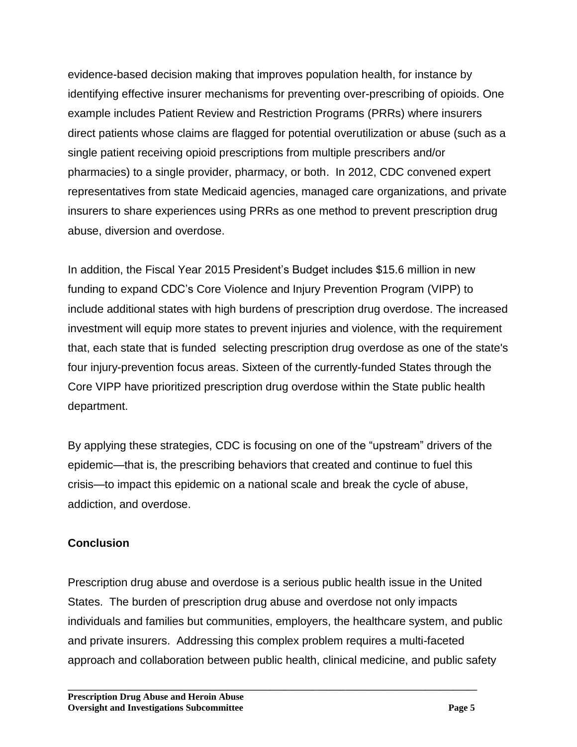evidence-based decision making that improves population health, for instance by identifying effective insurer mechanisms for preventing over-prescribing of opioids. One example includes Patient Review and Restriction Programs (PRRs) where insurers direct patients whose claims are flagged for potential overutilization or abuse (such as a single patient receiving opioid prescriptions from multiple prescribers and/or pharmacies) to a single provider, pharmacy, or both. In 2012, CDC convened expert representatives from state Medicaid agencies, managed care organizations, and private insurers to share experiences using PRRs as one method to prevent prescription drug abuse, diversion and overdose.

In addition, the Fiscal Year 2015 President's Budget includes \$15.6 million in new funding to expand CDC's Core Violence and Injury Prevention Program (VIPP) to include additional states with high burdens of prescription drug overdose. The increased investment will equip more states to prevent injuries and violence, with the requirement that, each state that is funded selecting prescription drug overdose as one of the state's four injury-prevention focus areas. Sixteen of the currently-funded States through the Core VIPP have prioritized prescription drug overdose within the State public health department.

By applying these strategies, CDC is focusing on one of the "upstream" drivers of the epidemic—that is, the prescribing behaviors that created and continue to fuel this crisis—to impact this epidemic on a national scale and break the cycle of abuse, addiction, and overdose.

## Conclusion

Prescription drug abuse and overdose is a serious public health issue in the United States. The burden of prescription drug abuse and overdose not only impacts individuals and families but communities, employers, the healthcare system, and public and private insurers. Addressing this complex problem requires a multi-faceted approach and collaboration between public health, clinical medicine, and public safety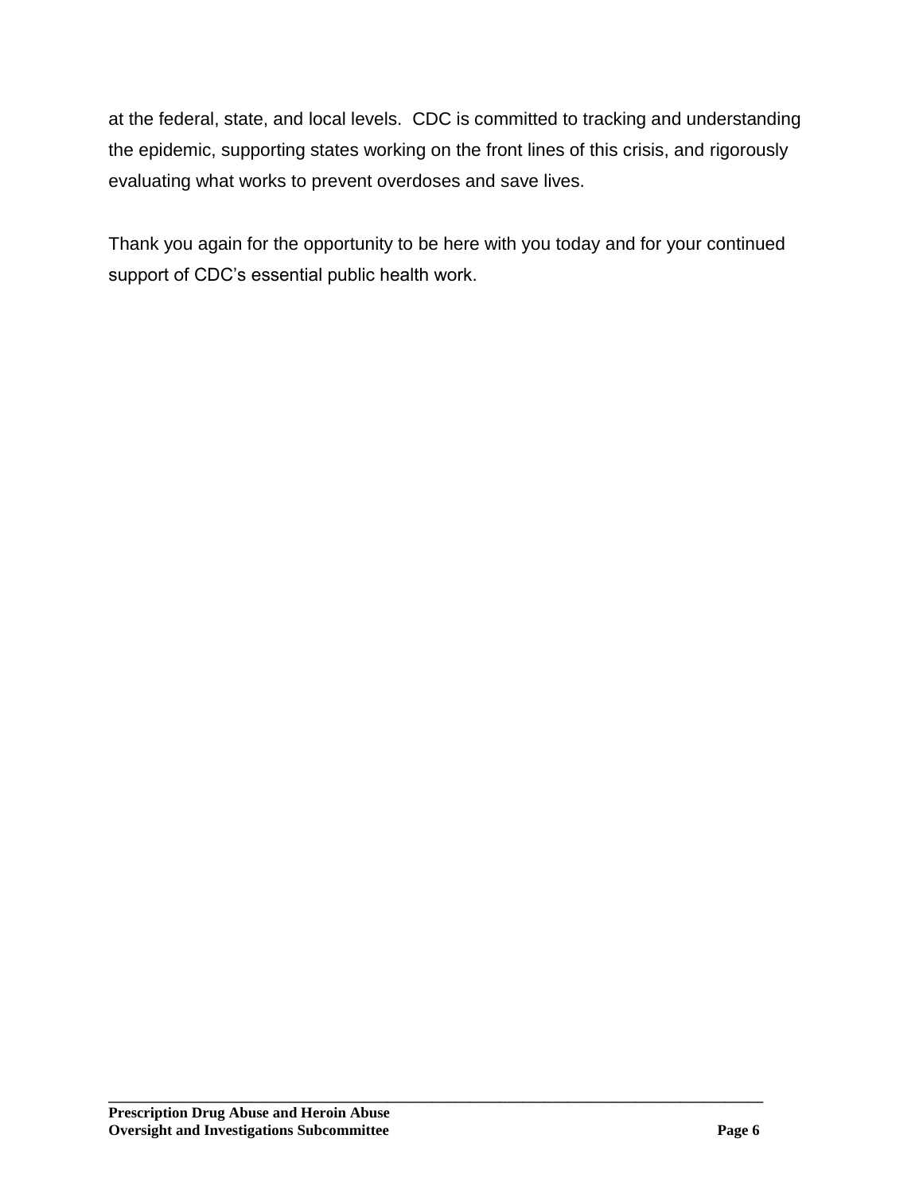at the federal, state, and local levels.  CDC is committed to tracking and understanding the epidemic, supporting states working on the front lines of this crisis, and rigorously evaluating what works to prevent overdoses and save lives.

Thank you again for the opportunity to be here with you today and for your continued support of CDC's essential public health work.